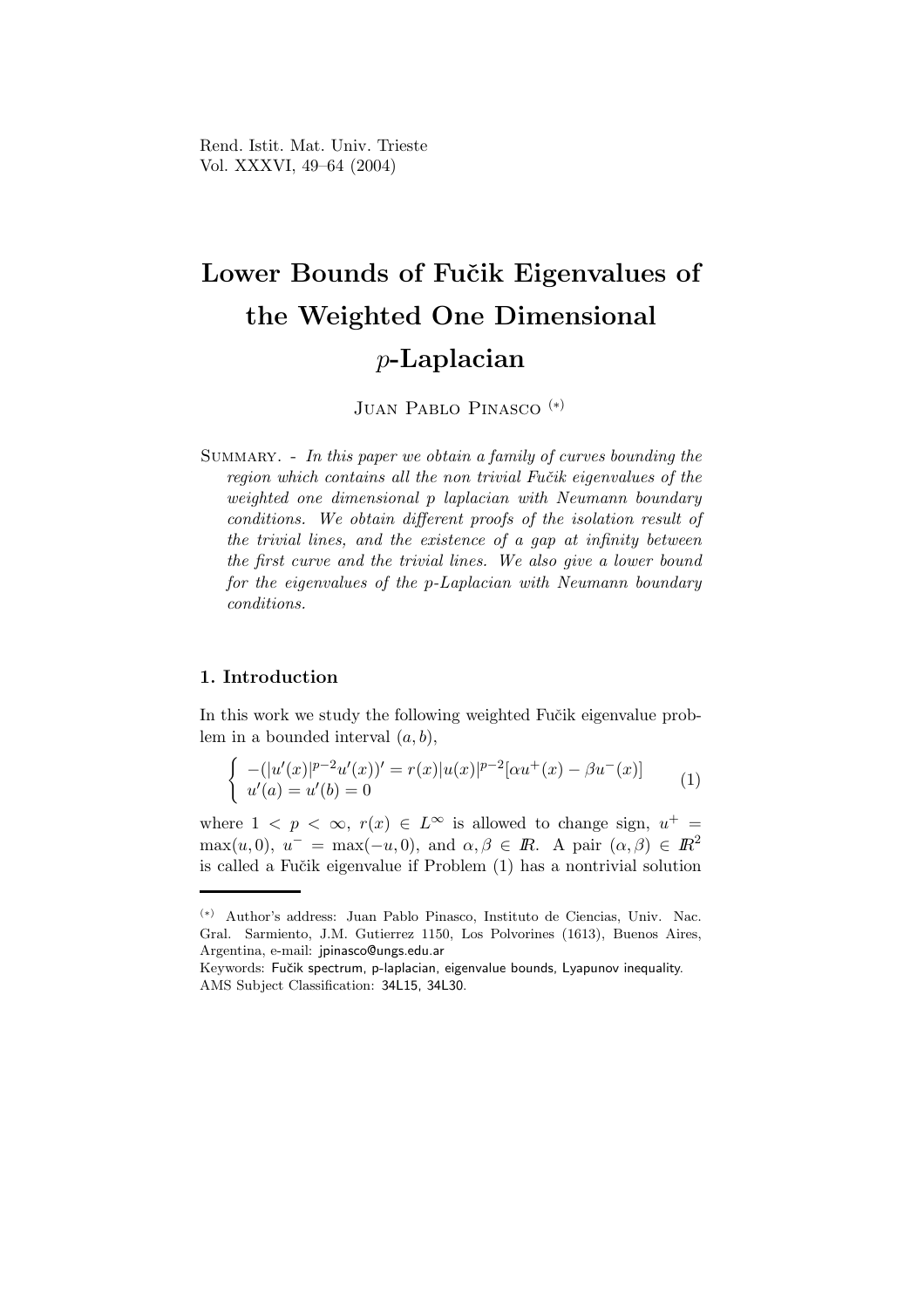# Lower Bounds of Fučik Eigenvalues of the Weighted One Dimensional $p$-Laplacian

Juan Pablo Pinasco [(*)]

Summary. - *In this paper we obtain a family of curves bounding the region which contains all the non trivial Fučik eigenvalues of the weighted one dimensional p laplacian with Neumann boundary conditions. We obtain different proofs of the isolation result of the trivial lines, and the existence of a gap at infinity between the first curve and the trivial lines. We also give a lower bound for the eigenvalues of the p-Laplacian with Neumann boundary conditions.*

## 1. Introduction

In this work we study the following weighted Fučik eigenvalue problem in a bounded interval $(a, b)$,

$$\begin{cases} -(|u'(x)|^{p-2}u'(x))' = r(x)|u(x)|^{p-2}[\alpha u^+(x) - \beta u^-(x)] \\ u'(a) = u'(b) = 0 \end{cases} \qquad (1)$$

where $1 < p < \infty$, $r(x) \in L^\infty$ is allowed to change sign, $u^+ = \max(u, 0)$, $u^- = \max(-u, 0)$, and $\alpha, \beta \in \mathbb{R}$. A pair $(\alpha, \beta) \in \mathbb{R}^2$ is called a Fučik eigenvalue if Problem (1) has a nontrivial solution

---

[(*)] Author's address: Juan Pablo Pinasco, Instituto de Ciencias, Univ. Nac. Gral. Sarmiento, J.M. Gutierrez 1150, Los Polvorines (1613), Buenos Aires, Argentina, e-mail: jpinasco@ungs.edu.ar

Keywords: Fučik spectrum, p-laplacian, eigenvalue bounds, Lyapunov inequality.
AMS Subject Classification: 34L15, 34L30.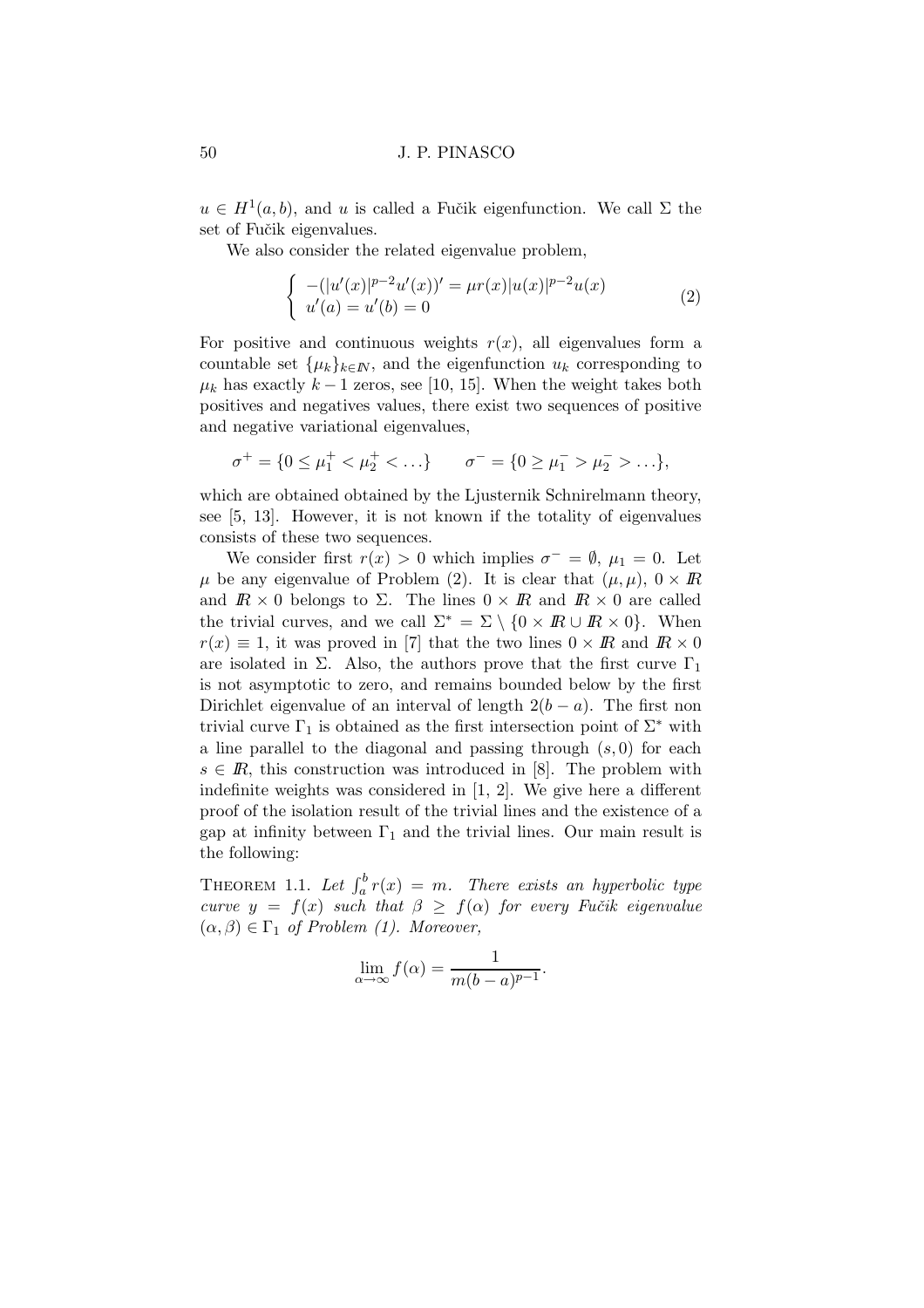$u \in H^1(a,b)$, and $u$ is called a Fučik eigenfunction. We call $\Sigma$ the set of Fučik eigenvalues.

We also consider the related eigenvalue problem,

$$\begin{cases} -(|u'(x)|^{p-2}u'(x))' = \mu r(x)|u(x)|^{p-2}u(x) \\ u'(a) = u'(b) = 0 \end{cases} \tag{2}$$

For positive and continuous weights $r(x)$, all eigenvalues form a countable set $\{\mu_k\}_{k\in\mathbb{N}}$, and the eigenfunction $u_k$ corresponding to $\mu_k$ has exactly $k-1$ zeros, see [10, 15]. When the weight takes both positives and negatives values, there exist two sequences of positive and negative variational eigenvalues,

$$\sigma^+ = \{0 \le \mu_1^+ < \mu_2^+ < \ldots\} \qquad \sigma^- = \{0 \ge \mu_1^- > \mu_2^- > \ldots\},$$

which are obtained obtained by the Ljusternik Schnirelmann theory, see [5, 13]. However, it is not known if the totality of eigenvalues consists of these two sequences.

We consider first $r(x) > 0$ which implies $\sigma^- = \emptyset$, $\mu_1 = 0$. Let $\mu$ be any eigenvalue of Problem (2). It is clear that $(\mu,\mu)$, $0 \times \mathbb{R}$ and $\mathbb{R} \times 0$ belongs to $\Sigma$. The lines $0 \times \mathbb{R}$ and $\mathbb{R} \times 0$ are called the trivial curves, and we call $\Sigma^* = \Sigma \setminus \{0 \times \mathbb{R} \cup \mathbb{R} \times 0\}$. When $r(x) \equiv 1$, it was proved in [7] that the two lines $0 \times \mathbb{R}$ and $\mathbb{R} \times 0$ are isolated in $\Sigma$. Also, the authors prove that the first curve $\Gamma_1$ is not asymptotic to zero, and remains bounded below by the first Dirichlet eigenvalue of an interval of length $2(b-a)$. The first non trivial curve $\Gamma_1$ is obtained as the first intersection point of $\Sigma^*$ with a line parallel to the diagonal and passing through $(s,0)$ for each $s \in \mathbb{R}$, this construction was introduced in [8]. The problem with indefinite weights was considered in [1, 2]. We give here a different proof of the isolation result of the trivial lines and the existence of a gap at infinity between $\Gamma_1$ and the trivial lines. Our main result is the following:

THEOREM 1.1. *Let $\int_a^b r(x) = m$. There exists an hyperbolic type curve $y = f(x)$ such that $\beta \ge f(\alpha)$ for every Fučik eigenvalue $(\alpha,\beta) \in \Gamma_1$ of Problem (1). Moreover,*

$$\lim_{\alpha\to\infty} f(\alpha) = \frac{1}{m(b-a)^{p-1}}.$$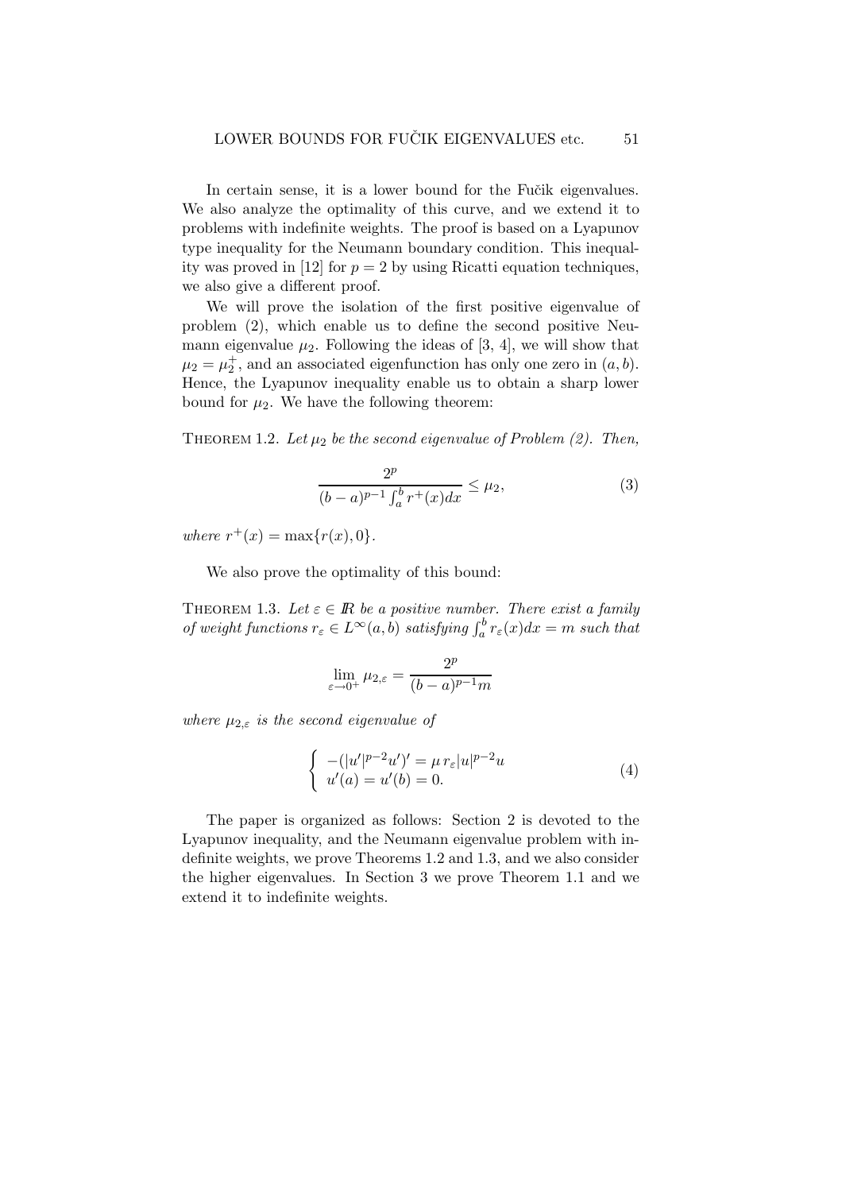In certain sense, it is a lower bound for the Fučik eigenvalues. We also analyze the optimality of this curve, and we extend it to problems with indefinite weights. The proof is based on a Lyapunov type inequality for the Neumann boundary condition. This inequality was proved in [12] for $p = 2$ by using Ricatti equation techniques, we also give a different proof.

We will prove the isolation of the first positive eigenvalue of problem (2), which enable us to define the second positive Neumann eigenvalue $\mu_2$. Following the ideas of [3, 4], we will show that $\mu_2 = \mu_2^+$, and an associated eigenfunction has only one zero in $(a, b)$. Hence, the Lyapunov inequality enable us to obtain a sharp lower bound for $\mu_2$. We have the following theorem:

THEOREM 1.2. *Let $\mu_2$ be the second eigenvalue of Problem (2). Then,*

$$\frac{2^p}{(b-a)^{p-1}\int_a^b r^+(x)dx} \leq \mu_2, \tag{3}$$

*where* $r^+(x) = \max\{r(x), 0\}$.

We also prove the optimality of this bound:

THEOREM 1.3. *Let $\varepsilon \in \mathbb{R}$ be a positive number. There exist a family of weight functions $r_\varepsilon \in L^\infty(a, b)$ satisfying $\int_a^b r_\varepsilon(x)dx = m$ such that*

$$\lim_{\varepsilon \to 0^+} \mu_{2,\varepsilon} = \frac{2^p}{(b-a)^{p-1}m}$$

*where $\mu_{2,\varepsilon}$ is the second eigenvalue of*

$$\begin{cases} -(|u'|^{p-2}u')' = \mu\, r_\varepsilon |u|^{p-2}u \\ u'(a) = u'(b) = 0. \end{cases} \tag{4}$$

The paper is organized as follows: Section 2 is devoted to the Lyapunov inequality, and the Neumann eigenvalue problem with indefinite weights, we prove Theorems 1.2 and 1.3, and we also consider the higher eigenvalues. In Section 3 we prove Theorem 1.1 and we extend it to indefinite weights.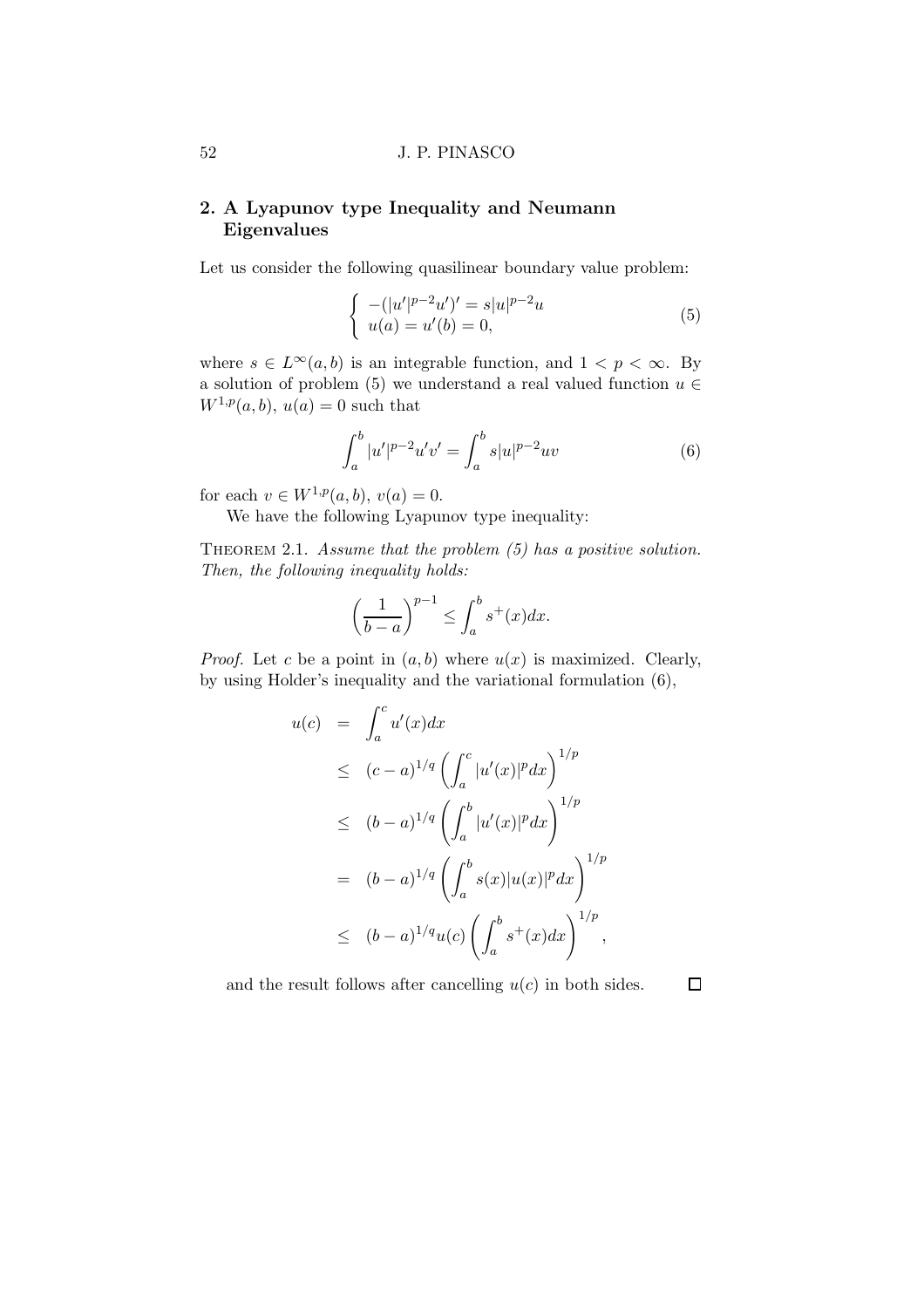## 2. A Lyapunov type Inequality and Neumann Eigenvalues

Let us consider the following quasilinear boundary value problem:

$$\begin{cases} -(|u'|^{p-2}u')' = s|u|^{p-2}u \\ u(a) = u'(b) = 0, \end{cases} \tag{5}$$

where $s \in L^\infty(a,b)$ is an integrable function, and $1 < p < \infty$. By a solution of problem (5) we understand a real valued function $u \in W^{1,p}(a,b)$, $u(a) = 0$ such that

$$\int_a^b |u'|^{p-2}u'v' = \int_a^b s|u|^{p-2}uv \tag{6}$$

for each $v \in W^{1,p}(a,b)$, $v(a) = 0$.

We have the following Lyapunov type inequality:

Theorem 2.1. *Assume that the problem (5) has a positive solution. Then, the following inequality holds:*

$$\left(\frac{1}{b-a}\right)^{p-1} \leq \int_a^b s^+(x)dx.$$

*Proof.* Let $c$ be a point in $(a,b)$ where $u(x)$ is maximized. Clearly, by using Holder's inequality and the variational formulation (6),

$$\begin{aligned} u(c) &= \int_a^c u'(x)dx \\ &\leq (c-a)^{1/q} \left(\int_a^c |u'(x)|^p dx\right)^{1/p} \\ &\leq (b-a)^{1/q} \left(\int_a^b |u'(x)|^p dx\right)^{1/p} \\ &= (b-a)^{1/q} \left(\int_a^b s(x)|u(x)|^p dx\right)^{1/p} \\ &\leq (b-a)^{1/q} u(c) \left(\int_a^b s^+(x)dx\right)^{1/p}, \end{aligned}$$

and the result follows after cancelling $u(c)$ in both sides. $\square$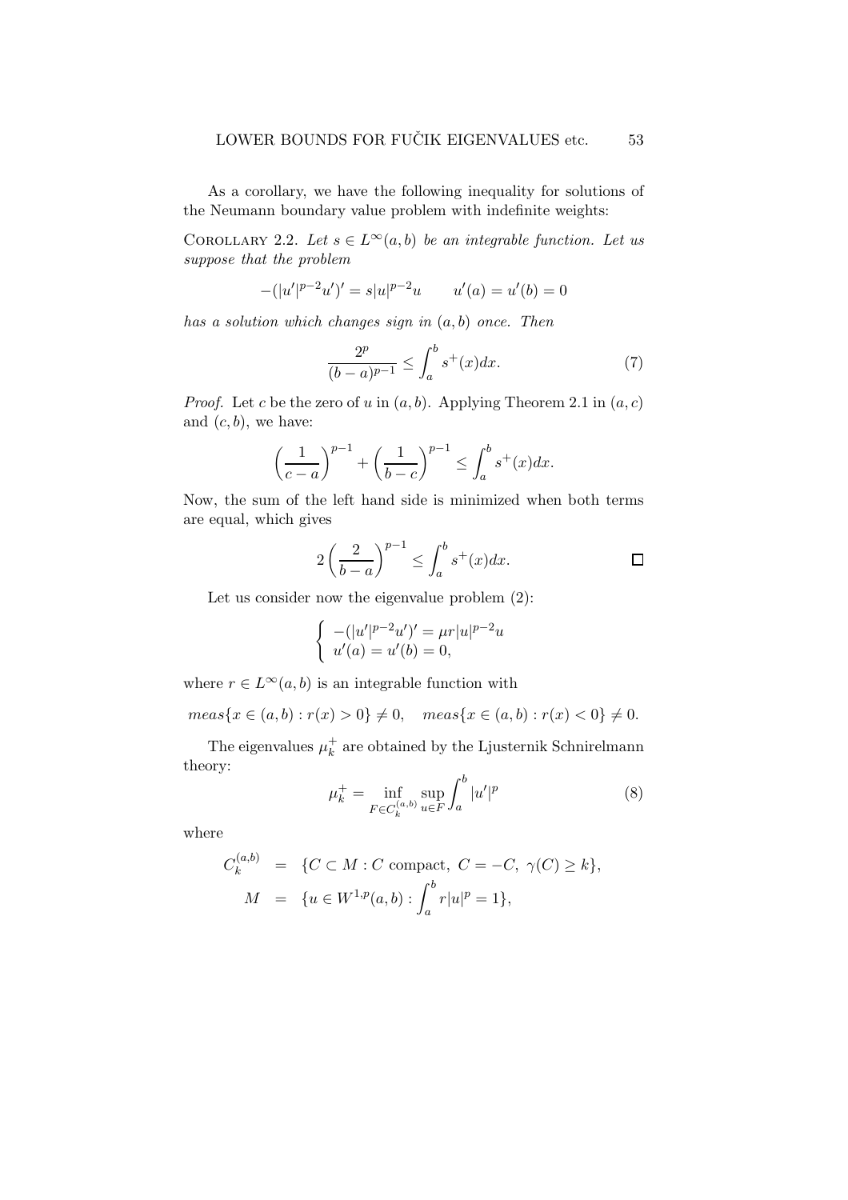As a corollary, we have the following inequality for solutions of the Neumann boundary value problem with indefinite weights:

Corollary 2.2. *Let $s \in L^\infty(a,b)$ be an integrable function. Let us suppose that the problem*

$$-(|u'|^{p-2}u')' = s|u|^{p-2}u \qquad u'(a) = u'(b) = 0$$

*has a solution which changes sign in $(a,b)$ once. Then*

$$\frac{2^p}{(b-a)^{p-1}} \leq \int_a^b s^+(x)dx. \tag{7}$$

*Proof.* Let $c$ be the zero of $u$ in $(a,b)$. Applying Theorem 2.1 in $(a,c)$ and $(c,b)$, we have:

$$\left(\frac{1}{c-a}\right)^{p-1} + \left(\frac{1}{b-c}\right)^{p-1} \leq \int_a^b s^+(x)dx.$$

Now, the sum of the left hand side is minimized when both terms are equal, which gives

$$2\left(\frac{2}{b-a}\right)^{p-1} \leq \int_a^b s^+(x)dx.$$

□

Let us consider now the eigenvalue problem (2):

$$\begin{cases} -(|u'|^{p-2}u')' = \mu r|u|^{p-2}u \\ u'(a) = u'(b) = 0, \end{cases}$$

where $r \in L^\infty(a,b)$ is an integrable function with

$$meas\{x \in (a,b) : r(x) > 0\} \neq 0, \quad meas\{x \in (a,b) : r(x) < 0\} \neq 0.$$

The eigenvalues $\mu_k^+$ are obtained by the Ljusternik Schnirelmann theory:

$$\mu_k^+ = \inf_{F \in C_k^{(a,b)}} \sup_{u \in F} \int_a^b |u'|^p \tag{8}$$

where

$$\begin{aligned} C_k^{(a,b)} &= \{C \subset M : C \text{ compact},\ C = -C,\ \gamma(C) \geq k\}, \\ M &= \{u \in W^{1,p}(a,b) : \int_a^b r|u|^p = 1\}, \end{aligned}$$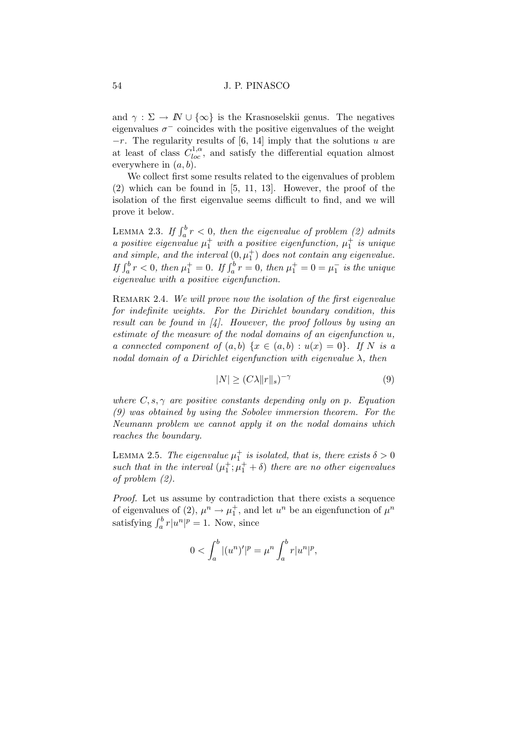and $\gamma : \Sigma \to I\!N \cup \{\infty\}$ is the Krasnoselskii genus. The negatives eigenvalues $\sigma^-$ coincides with the positive eigenvalues of the weight $-r$. The regularity results of [6, 14] imply that the solutions $u$ are at least of class $C^{1,\alpha}_{loc}$, and satisfy the differential equation almost everywhere in $(a, b)$.

We collect first some results related to the eigenvalues of problem (2) which can be found in [5, 11, 13]. However, the proof of the isolation of the first eigenvalue seems difficult to find, and we will prove it below.

Lemma 2.3. *If $\int_a^b r < 0$, then the eigenvalue of problem (2) admits a positive eigenvalue $\mu_1^+$ with a positive eigenfunction, $\mu_1^+$ is unique and simple, and the interval $(0, \mu_1^+)$ does not contain any eigenvalue. If $\int_a^b r < 0$, then $\mu_1^+ = 0$. If $\int_a^b r = 0$, then $\mu_1^+ = 0 = \mu_1^-$ is the unique eigenvalue with a positive eigenfunction.*

Remark 2.4. *We will prove now the isolation of the first eigenvalue for indefinite weights. For the Dirichlet boundary condition, this result can be found in [4]. However, the proof follows by using an estimate of the measure of the nodal domains of an eigenfunction $u$, a connected component of $(a, b)$ $\{x \in (a, b) : u(x) = 0\}$. If $N$ is a nodal domain of a Dirichlet eigenfunction with eigenvalue $\lambda$, then*

$$|N| \geq (C\lambda \|r\|_s)^{-\gamma} \tag{9}$$

*where $C, s, \gamma$ are positive constants depending only on $p$. Equation (9) was obtained by using the Sobolev immersion theorem. For the Neumann problem we cannot apply it on the nodal domains which reaches the boundary.*

Lemma 2.5. *The eigenvalue $\mu_1^+$ is isolated, that is, there exists $\delta > 0$ such that in the interval $(\mu_1^+; \mu_1^+ + \delta)$ there are no other eigenvalues of problem (2).*

*Proof.* Let us assume by contradiction that there exists a sequence of eigenvalues of (2), $\mu^n \to \mu_1^+$, and let $u^n$ be an eigenfunction of $\mu^n$ satisfying $\int_a^b r|u^n|^p = 1$. Now, since

$$0 < \int_a^b |(u^n)'|^p = \mu^n \int_a^b r|u^n|^p,$$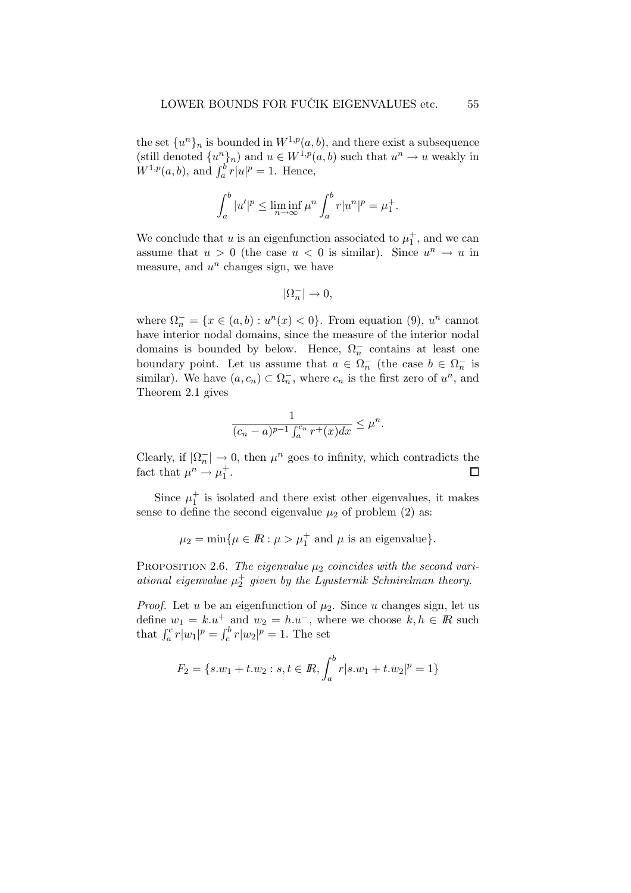the set $\{u^n\}_n$ is bounded in $W^{1,p}(a,b)$, and there exist a subsequence (still denoted $\{u^n\}_n$) and $u \in W^{1,p}(a,b)$ such that $u^n \to u$ weakly in $W^{1,p}(a,b)$, and $\int_a^b r|u|^p = 1$. Hence,

$$\int_a^b |u'|^p \leq \liminf_{n\to\infty} \mu^n \int_a^b r|u^n|^p = \mu_1^+.$$

We conclude that $u$ is an eigenfunction associated to $\mu_1^+$, and we can assume that $u > 0$ (the case $u < 0$ is similar). Since $u^n \to u$ in measure, and $u^n$ changes sign, we have

$$|\Omega_n^-| \to 0,$$

where $\Omega_n^- = \{x \in (a,b) : u^n(x) < 0\}$. From equation (9), $u^n$ cannot have interior nodal domains, since the measure of the interior nodal domains is bounded by below. Hence, $\Omega_n^-$ contains at least one boundary point. Let us assume that $a \in \Omega_n^-$ (the case $b \in \Omega_n^-$ is similar). We have $(a, c_n) \subset \Omega_n^-$, where $c_n$ is the first zero of $u^n$, and Theorem 2.1 gives

$$\frac{1}{(c_n - a)^{p-1} \int_a^{c_n} r^+(x)dx} \leq \mu^n.$$

Clearly, if $|\Omega_n^-| \to 0$, then $\mu^n$ goes to infinity, which contradicts the fact that $\mu^n \to \mu_1^+$. □

Since $\mu_1^+$ is isolated and there exist other eigenvalues, it makes sense to define the second eigenvalue $\mu_2$ of problem (2) as:

$$\mu_2 = \min\{\mu \in I\!R : \mu > \mu_1^+ \text{ and } \mu \text{ is an eigenvalue}\}.$$

PROPOSITION 2.6. *The eigenvalue $\mu_2$ coincides with the second variational eigenvalue $\mu_2^+$ given by the Lyusternik Schnirelman theory.*

*Proof.* Let $u$ be an eigenfunction of $\mu_2$. Since $u$ changes sign, let us define $w_1 = k.u^+$ and $w_2 = h.u^-$, where we choose $k, h \in I\!R$ such that $\int_a^c r|w_1|^p = \int_c^b r|w_2|^p = 1$. The set

$$F_2 = \{s.w_1 + t.w_2 : s, t \in I\!R, \int_a^b r|s.w_1 + t.w_2|^p = 1\}$$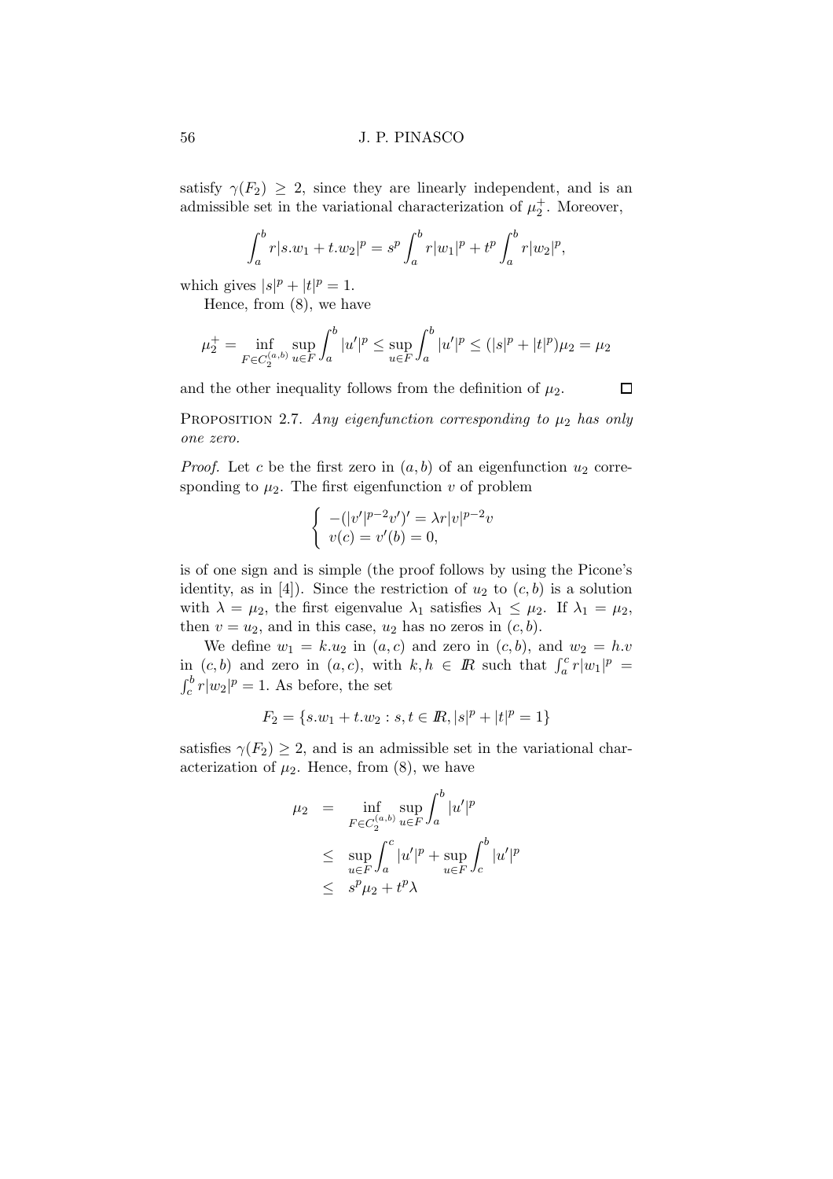satisfy $\gamma(F_2) \geq 2$, since they are linearly independent, and is an admissible set in the variational characterization of $\mu_2^+$. Moreover,

$$\int_a^b r|s.w_1 + t.w_2|^p = s^p \int_a^b r|w_1|^p + t^p \int_a^b r|w_2|^p,$$

which gives $|s|^p + |t|^p = 1$.

Hence, from (8), we have

$$\mu_2^+ = \inf_{F \in C_2^{(a,b)}} \sup_{u \in F} \int_a^b |u'|^p \leq \sup_{u \in F} \int_a^b |u'|^p \leq (|s|^p + |t|^p)\mu_2 = \mu_2$$

and the other inequality follows from the definition of $\mu_2$. □

Proposition 2.7. *Any eigenfunction corresponding to $\mu_2$ has only one zero.*

*Proof.* Let $c$ be the first zero in $(a, b)$ of an eigenfunction $u_2$ corresponding to $\mu_2$. The first eigenfunction $v$ of problem

$$\begin{cases} -(|v'|^{p-2}v')' = \lambda r|v|^{p-2}v \\ v(c) = v'(b) = 0, \end{cases}$$

is of one sign and is simple (the proof follows by using the Picone's identity, as in [4]). Since the restriction of $u_2$ to $(c, b)$ is a solution with $\lambda = \mu_2$, the first eigenvalue $\lambda_1$ satisfies $\lambda_1 \leq \mu_2$. If $\lambda_1 = \mu_2$, then $v = u_2$, and in this case, $u_2$ has no zeros in $(c, b)$.

We define $w_1 = k.u_2$ in $(a, c)$ and zero in $(c, b)$, and $w_2 = h.v$ in $(c, b)$ and zero in $(a, c)$, with $k, h \in I\!R$ such that $\int_a^c r|w_1|^p = \int_c^b r|w_2|^p = 1$. As before, the set

$$F_2 = \{s.w_1 + t.w_2 : s, t \in I\!R, |s|^p + |t|^p = 1\}$$

satisfies $\gamma(F_2) \geq 2$, and is an admissible set in the variational characterization of $\mu_2$. Hence, from (8), we have

$$\begin{aligned} \mu_2 &= \inf_{F \in C_2^{(a,b)}} \sup_{u \in F} \int_a^b |u'|^p \\ &\leq \sup_{u \in F} \int_a^c |u'|^p + \sup_{u \in F} \int_c^b |u'|^p \\ &\leq s^p \mu_2 + t^p \lambda \end{aligned}$$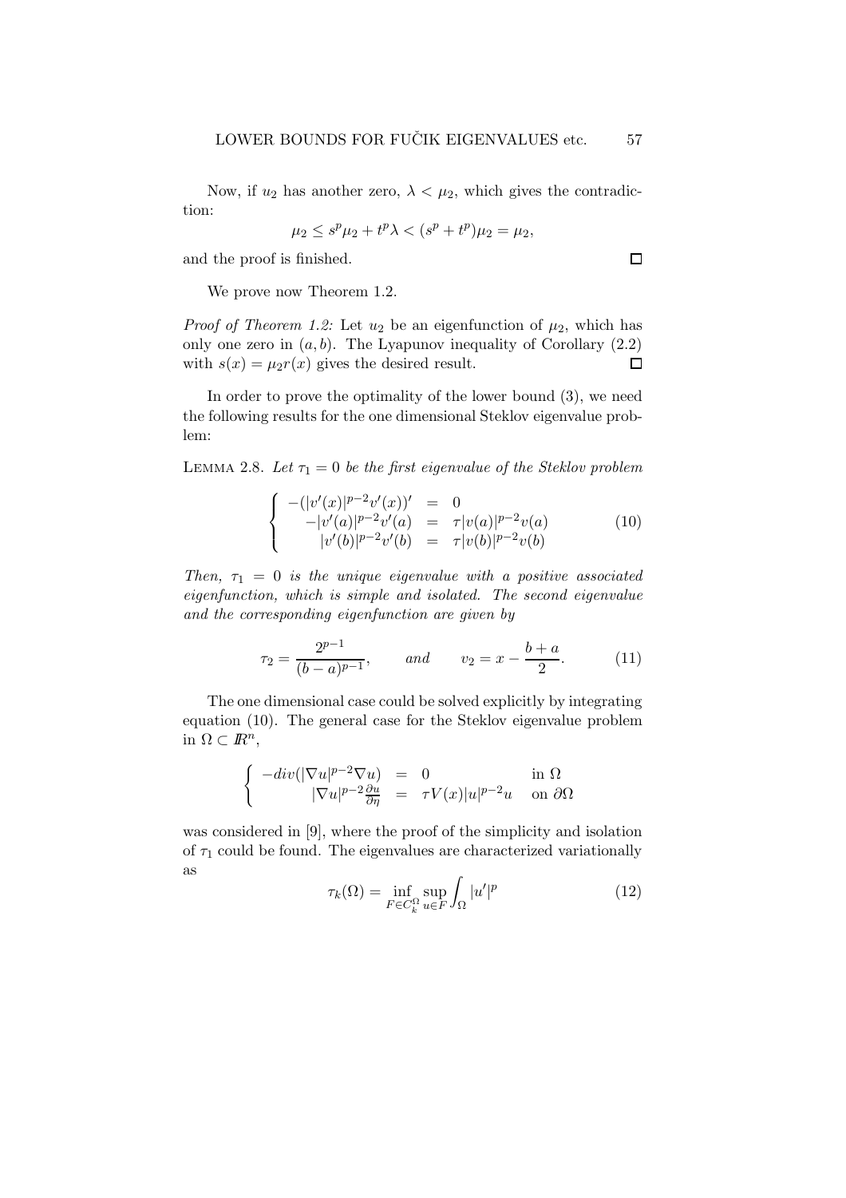Now, if $u_2$ has another zero, $\lambda < \mu_2$, which gives the contradiction:

$$\mu_2 \leq s^p \mu_2 + t^p \lambda < (s^p + t^p)\mu_2 = \mu_2,$$

and the proof is finished. □

We prove now Theorem 1.2.

*Proof of Theorem 1.2:* Let $u_2$ be an eigenfunction of $\mu_2$, which has only one zero in $(a, b)$. The Lyapunov inequality of Corollary (2.2) with $s(x) = \mu_2 r(x)$ gives the desired result. □

In order to prove the optimality of the lower bound (3), we need the following results for the one dimensional Steklov eigenvalue problem:

LEMMA 2.8. *Let $\tau_1 = 0$ be the first eigenvalue of the Steklov problem*

$$\left\{ \begin{array}{rcl} -(|v'(x)|^{p-2}v'(x))' & = & 0 \\ -|v'(a)|^{p-2}v'(a) & = & \tau |v(a)|^{p-2}v(a) \\ |v'(b)|^{p-2}v'(b) & = & \tau |v(b)|^{p-2}v(b) \end{array} \right. \tag{10}$$

*Then, $\tau_1 = 0$ is the unique eigenvalue with a positive associated eigenfunction, which is simple and isolated. The second eigenvalue and the corresponding eigenfunction are given by*

$$\tau_2 = \frac{2^{p-1}}{(b-a)^{p-1}}, \qquad \text{and} \qquad v_2 = x - \frac{b+a}{2}. \tag{11}$$

The one dimensional case could be solved explicitly by integrating equation (10). The general case for the Steklov eigenvalue problem in $\Omega \subset \mathbb{R}^n$,

$$\left\{ \begin{array}{rcll} -div(|\nabla u|^{p-2}\nabla u) & = & 0 & \text{in } \Omega \\ |\nabla u|^{p-2}\frac{\partial u}{\partial \eta} & = & \tau V(x)|u|^{p-2}u & \text{on } \partial\Omega \end{array} \right.$$

was considered in [9], where the proof of the simplicity and isolation of $\tau_1$ could be found. The eigenvalues are characterized variationally as

$$\tau_k(\Omega) = \inf_{F \in C_k^\Omega} \sup_{u \in F} \int_\Omega |u'|^p \tag{12}$$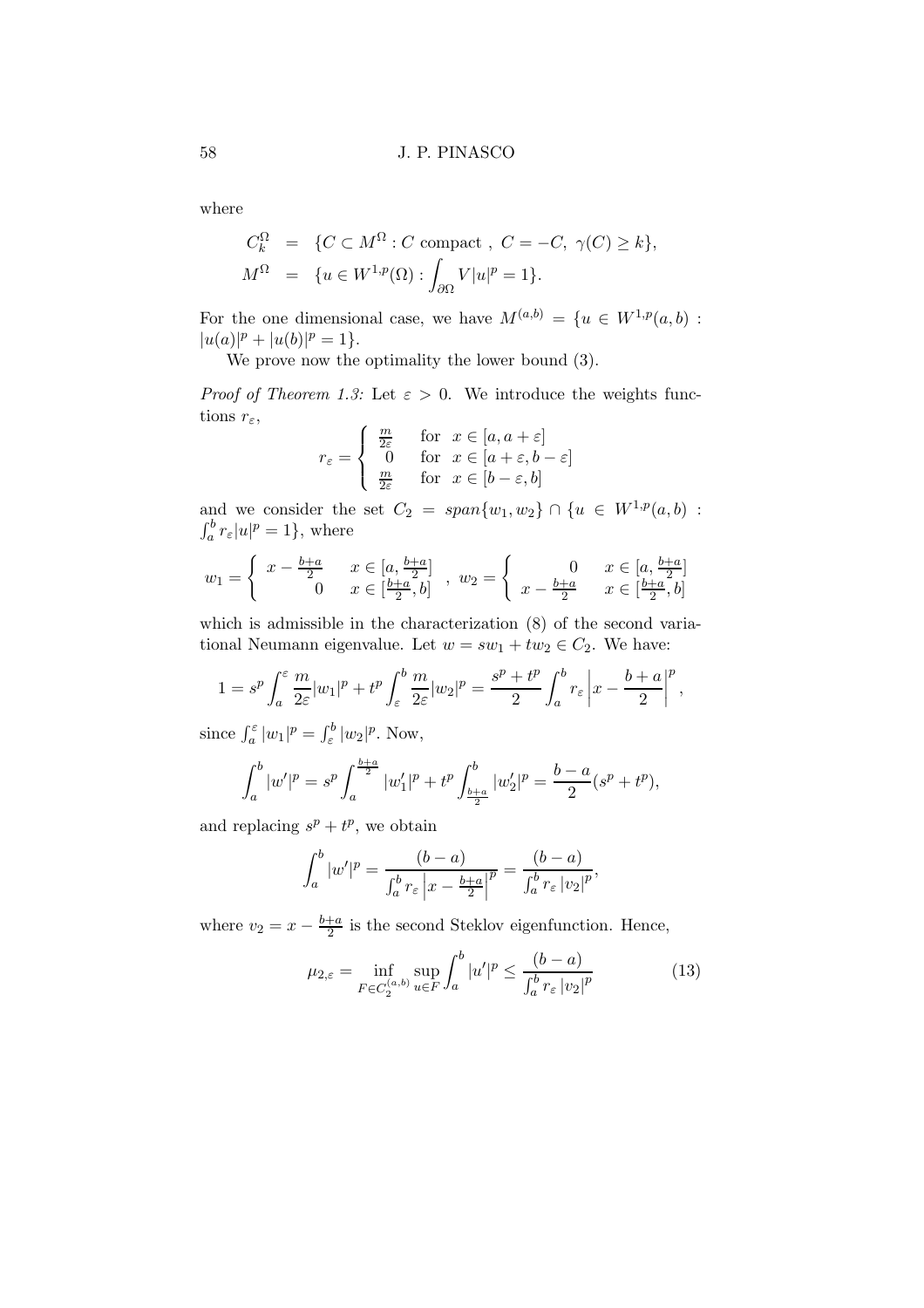where

$$
\begin{aligned}
C_k^\Omega &= \{C \subset M^\Omega : C \text{ compact }, \ C = -C, \ \gamma(C) \geq k\}, \\
M^\Omega &= \{u \in W^{1,p}(\Omega) : \int_{\partial\Omega} V|u|^p = 1\}.
\end{aligned}
$$

For the one dimensional case, we have $M^{(a,b)} = \{u \in W^{1,p}(a,b) : |u(a)|^p + |u(b)|^p = 1\}$.

We prove now the optimality the lower bound (3).

*Proof of Theorem 1.3:* Let $\varepsilon > 0$. We introduce the weights functions $r_\varepsilon$,

$$
r_\varepsilon = \begin{cases} \frac{m}{2\varepsilon} & \text{for } x \in [a, a+\varepsilon] \\ 0 & \text{for } x \in [a+\varepsilon, b-\varepsilon] \\ \frac{m}{2\varepsilon} & \text{for } x \in [b-\varepsilon, b] \end{cases}
$$

and we consider the set $C_2 = span\{w_1, w_2\} \cap \{u \in W^{1,p}(a,b) : \int_a^b r_\varepsilon |u|^p = 1\}$, where

$$
w_1 = \begin{cases} x - \frac{b+a}{2} & x \in [a, \frac{b+a}{2}] \\ 0 & x \in [\frac{b+a}{2}, b] \end{cases}, \quad w_2 = \begin{cases} 0 & x \in [a, \frac{b+a}{2}] \\ x - \frac{b+a}{2} & x \in [\frac{b+a}{2}, b] \end{cases}
$$

which is admissible in the characterization (8) of the second variational Neumann eigenvalue. Let $w = sw_1 + tw_2 \in C_2$. We have:

$$
1 = s^p \int_a^\varepsilon \frac{m}{2\varepsilon}|w_1|^p + t^p \int_\varepsilon^b \frac{m}{2\varepsilon}|w_2|^p = \frac{s^p + t^p}{2} \int_a^b r_\varepsilon \left| x - \frac{b+a}{2} \right|^p,
$$

since $\int_a^\varepsilon |w_1|^p = \int_\varepsilon^b |w_2|^p$. Now,

$$
\int_a^b |w'|^p = s^p \int_a^{\frac{b+a}{2}} |w_1'|^p + t^p \int_{\frac{b+a}{2}}^b |w_2'|^p = \frac{b-a}{2}(s^p + t^p),
$$

and replacing $s^p + t^p$, we obtain

$$
\int_a^b |w'|^p = \frac{(b-a)}{\int_a^b r_\varepsilon \left| x - \frac{b+a}{2} \right|^p} = \frac{(b-a)}{\int_a^b r_\varepsilon |v_2|^p},
$$

where $v_2 = x - \frac{b+a}{2}$ is the second Steklov eigenfunction. Hence,

$$
\mu_{2,\varepsilon} = \inf_{F \in C_2^{(a,b)}} \sup_{u \in F} \int_a^b |u'|^p \leq \frac{(b-a)}{\int_a^b r_\varepsilon |v_2|^p} \tag{13}
$$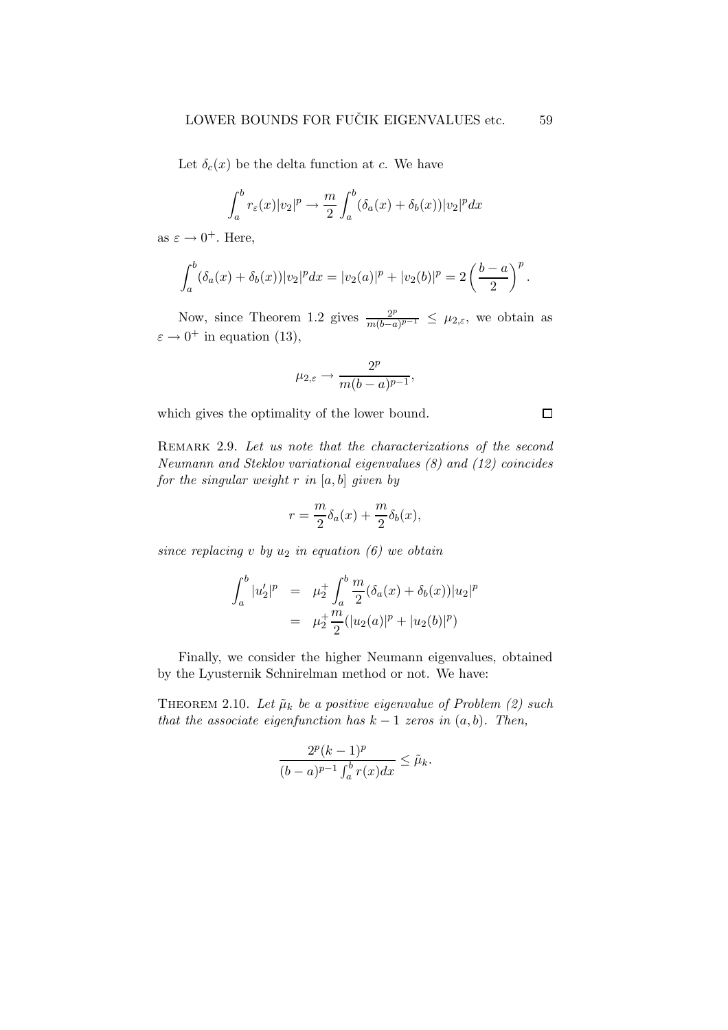Let $\delta_c(x)$ be the delta function at $c$. We have

$$\int_a^b r_\varepsilon(x)|v_2|^p \to \frac{m}{2}\int_a^b (\delta_a(x)+\delta_b(x))|v_2|^p dx$$

as $\varepsilon \to 0^+$. Here,

$$\int_a^b (\delta_a(x)+\delta_b(x))|v_2|^p dx = |v_2(a)|^p + |v_2(b)|^p = 2\left(\frac{b-a}{2}\right)^p.$$

Now, since Theorem 1.2 gives $\frac{2^p}{m(b-a)^{p-1}} \leq \mu_{2,\varepsilon}$, we obtain as $\varepsilon \to 0^+$ in equation (13),

$$\mu_{2,\varepsilon} \to \frac{2^p}{m(b-a)^{p-1}},$$

which gives the optimality of the lower bound. □

Remark 2.9. *Let us note that the characterizations of the second Neumann and Steklov variational eigenvalues (8) and (12) coincides for the singular weight $r$ in $[a,b]$ given by*

$$r = \frac{m}{2}\delta_a(x) + \frac{m}{2}\delta_b(x),$$

*since replacing $v$ by $u_2$ in equation (6) we obtain*

$$\begin{aligned}
\int_a^b |u_2'|^p &= \mu_2^+ \int_a^b \frac{m}{2}(\delta_a(x)+\delta_b(x))|u_2|^p \\
&= \mu_2^+ \frac{m}{2}(|u_2(a)|^p + |u_2(b)|^p)
\end{aligned}$$

Finally, we consider the higher Neumann eigenvalues, obtained by the Lyusternik Schnirelman method or not. We have:

Theorem 2.10. *Let $\tilde{\mu}_k$ be a positive eigenvalue of Problem (2) such that the associate eigenfunction has $k-1$ zeros in $(a,b)$. Then,*

$$\frac{2^p(k-1)^p}{(b-a)^{p-1}\int_a^b r(x)dx} \leq \tilde{\mu}_k.$$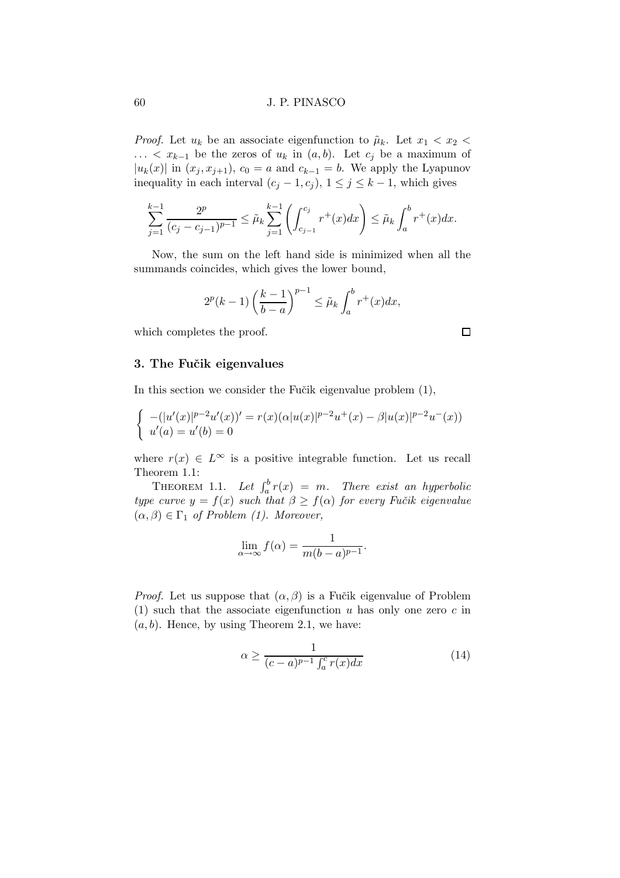*Proof.* Let $u_k$ be an associate eigenfunction to $\tilde{\mu}_k$. Let $x_1 < x_2 < \ldots < x_{k-1}$ be the zeros of $u_k$ in $(a,b)$. Let $c_j$ be a maximum of $|u_k(x)|$ in $(x_j, x_{j+1})$, $c_0 = a$ and $c_{k-1} = b$. We apply the Lyapunov inequality in each interval $(c_j - 1, c_j)$, $1 \le j \le k-1$, which gives

$$\sum_{j=1}^{k-1} \frac{2^p}{(c_j - c_{j-1})^{p-1}} \le \tilde{\mu}_k \sum_{j=1}^{k-1} \left( \int_{c_{j-1}}^{c_j} r^+(x)dx \right) \le \tilde{\mu}_k \int_a^b r^+(x)dx.$$

Now, the sum on the left hand side is minimized when all the summands coincides, which gives the lower bound,

$$2^p(k-1)\left(\frac{k-1}{b-a}\right)^{p-1} \le \tilde{\mu}_k \int_a^b r^+(x)dx,$$

which completes the proof. □

## 3. The Fučik eigenvalues

In this section we consider the Fučik eigenvalue problem (1),

$$\begin{cases} -(|u'(x)|^{p-2}u'(x))' = r(x)(\alpha|u(x)|^{p-2}u^+(x) - \beta|u(x)|^{p-2}u^-(x)) \\ u'(a) = u'(b) = 0 \end{cases}$$

where $r(x) \in L^\infty$ is a positive integrable function. Let us recall Theorem 1.1:

THEOREM 1.1. *Let $\int_a^b r(x) = m$. There exist an hyperbolic type curve $y = f(x)$ such that $\beta \ge f(\alpha)$ for every Fučik eigenvalue $(\alpha, \beta) \in \Gamma_1$ of Problem (1). Moreover,*

$$\lim_{\alpha\to\infty} f(\alpha) = \frac{1}{m(b-a)^{p-1}}.$$

*Proof.* Let us suppose that $(\alpha, \beta)$ is a Fučik eigenvalue of Problem (1) such that the associate eigenfunction $u$ has only one zero $c$ in $(a,b)$. Hence, by using Theorem 2.1, we have:

$$\alpha \ge \frac{1}{(c-a)^{p-1}\int_a^c r(x)dx} \tag{14}$$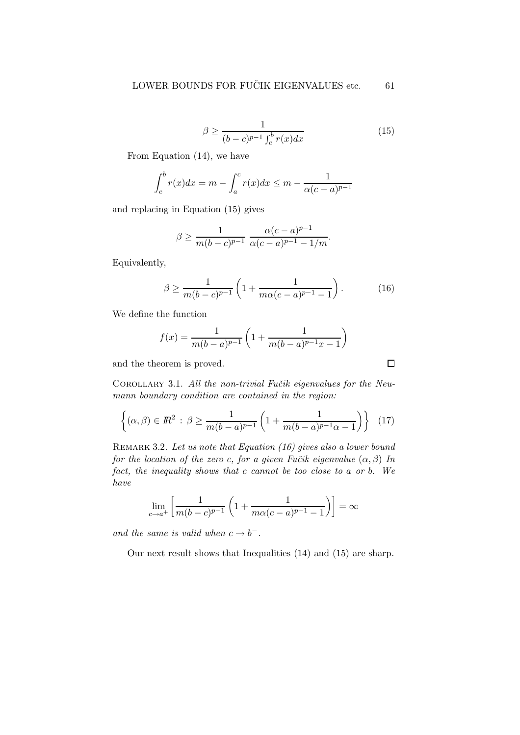$$\beta \geq \frac{1}{(b-c)^{p-1} \int_c^b r(x)dx} \tag{15}$$

From Equation (14), we have

$$\int_c^b r(x)dx = m - \int_a^c r(x)dx \leq m - \frac{1}{\alpha(c-a)^{p-1}}$$

and replacing in Equation (15) gives

$$\beta \geq \frac{1}{m(b-c)^{p-1}} \, \frac{\alpha(c-a)^{p-1}}{\alpha(c-a)^{p-1} - 1/m}.$$

Equivalently,

$$\beta \geq \frac{1}{m(b-c)^{p-1}} \left(1 + \frac{1}{m\alpha(c-a)^{p-1} - 1}\right). \tag{16}$$

We define the function

$$f(x) = \frac{1}{m(b-a)^{p-1}} \left(1 + \frac{1}{m(b-a)^{p-1}x - 1}\right)$$

and the theorem is proved. □

Corollary 3.1. *All the non-trivial Fučik eigenvalues for the Neumann boundary condition are contained in the region:*

$$\left\{(\alpha, \beta) \in \mathbb{R}^2 \, : \, \beta \geq \frac{1}{m(b-a)^{p-1}} \left(1 + \frac{1}{m(b-a)^{p-1}\alpha - 1}\right)\right\} \tag{17}$$

Remark 3.2. *Let us note that Equation (16) gives also a lower bound for the location of the zero $c$, for a given Fučik eigenvalue $(\alpha, \beta)$ In fact, the inequality shows that $c$ cannot be too close to $a$ or $b$. We have*

$$\lim_{c \to a^+} \left[\frac{1}{m(b-c)^{p-1}} \left(1 + \frac{1}{m\alpha(c-a)^{p-1} - 1}\right)\right] = \infty$$

*and the same is valid when $c \to b^-$.*

Our next result shows that Inequalities (14) and (15) are sharp.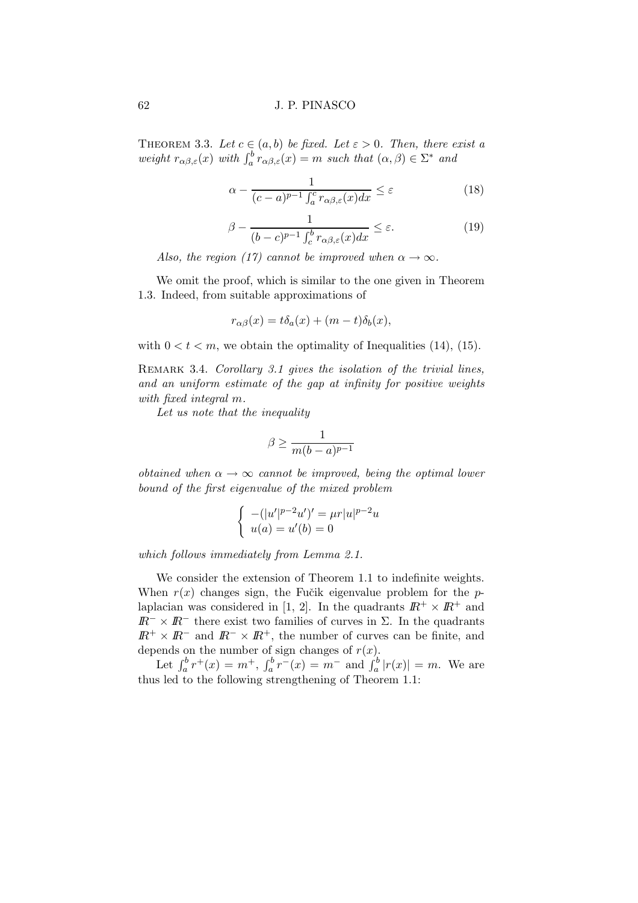**Theorem 3.3.** *Let $c \in (a,b)$ be fixed. Let $\varepsilon > 0$. Then, there exist a weight $r_{\alpha\beta,\varepsilon}(x)$ with $\int_a^b r_{\alpha\beta,\varepsilon}(x) = m$ such that $(\alpha,\beta) \in \Sigma^*$ and*

$$\alpha - \frac{1}{(c-a)^{p-1}\int_a^c r_{\alpha\beta,\varepsilon}(x)dx} \leq \varepsilon \tag{18}$$

$$\beta - \frac{1}{(b-c)^{p-1}\int_c^b r_{\alpha\beta,\varepsilon}(x)dx} \leq \varepsilon. \tag{19}$$

*Also, the region (17) cannot be improved when $\alpha \to \infty$.*

We omit the proof, which is similar to the one given in Theorem 1.3. Indeed, from suitable approximations of

$$r_{\alpha\beta}(x) = t\delta_a(x) + (m-t)\delta_b(x),$$

with $0 < t < m$, we obtain the optimality of Inequalities (14), (15).

**Remark 3.4.** *Corollary 3.1 gives the isolation of the trivial lines, and an uniform estimate of the gap at infinity for positive weights with fixed integral $m$.*

*Let us note that the inequality*

$$\beta \geq \frac{1}{m(b-a)^{p-1}}$$

*obtained when $\alpha \to \infty$ cannot be improved, being the optimal lower bound of the first eigenvalue of the mixed problem*

$$\begin{cases} -(|u'|^{p-2}u')' = \mu r|u|^{p-2}u \\ u(a) = u'(b) = 0 \end{cases}$$

*which follows immediately from Lemma 2.1.*

We consider the extension of Theorem 1.1 to indefinite weights. When $r(x)$ changes sign, the Fučik eigenvalue problem for the $p$-laplacian was considered in [1, 2]. In the quadrants $\mathbb{R}^+ \times \mathbb{R}^+$ and $\mathbb{R}^- \times \mathbb{R}^-$ there exist two families of curves in $\Sigma$. In the quadrants $\mathbb{R}^+ \times \mathbb{R}^-$ and $\mathbb{R}^- \times \mathbb{R}^+$, the number of curves can be finite, and depends on the number of sign changes of $r(x)$.

Let $\int_a^b r^+(x) = m^+$, $\int_a^b r^-(x) = m^-$ and $\int_a^b |r(x)| = m$. We are thus led to the following strengthening of Theorem 1.1: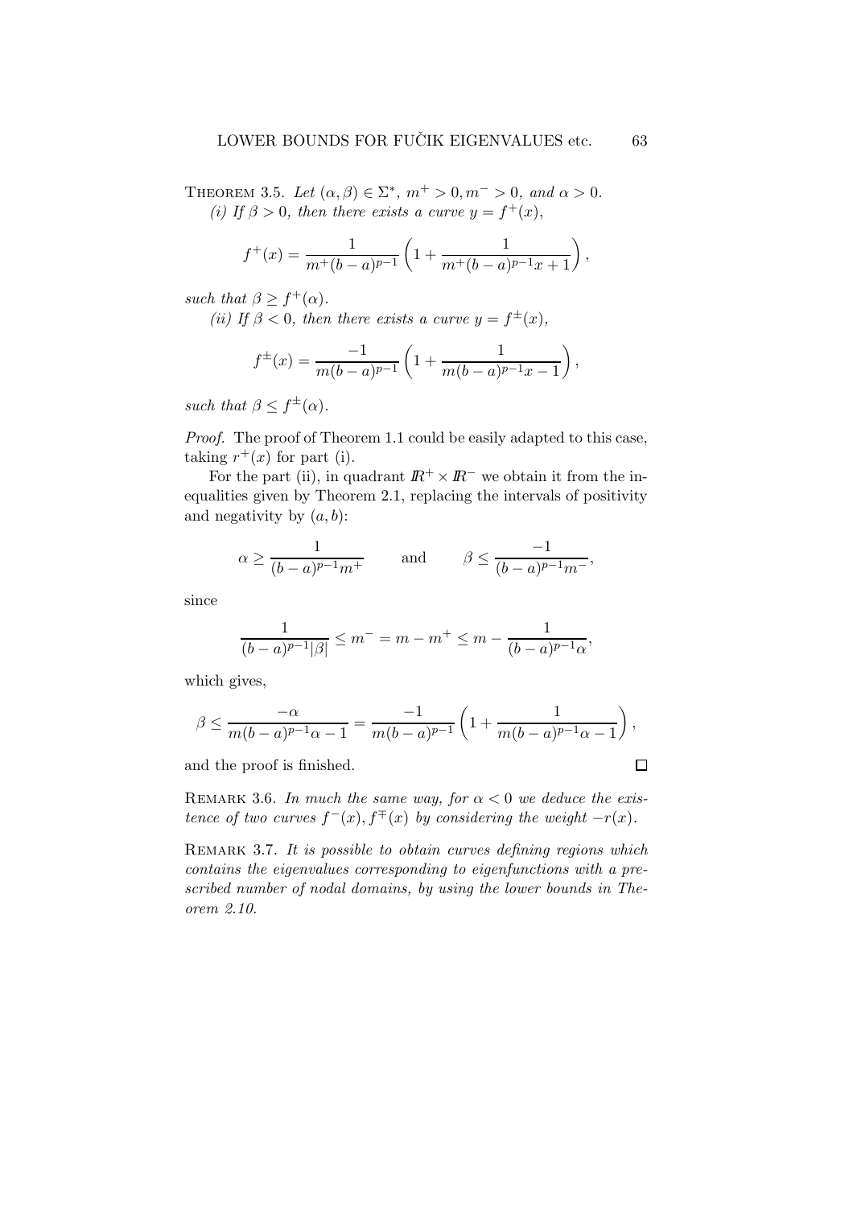**Theorem 3.5.** *Let $(\alpha, \beta) \in \Sigma^*$, $m^+ > 0, m^- > 0$, and $\alpha > 0$.*

*(i) If $\beta > 0$, then there exists a curve $y = f^+(x)$,*

$$f^+(x) = \frac{1}{m^+(b-a)^{p-1}} \left(1 + \frac{1}{m^+(b-a)^{p-1}x + 1}\right),$$

*such that $\beta \geq f^+(\alpha)$.*

*(ii) If $\beta < 0$, then there exists a curve $y = f^\pm(x)$,*

$$f^\pm(x) = \frac{-1}{m(b-a)^{p-1}} \left(1 + \frac{1}{m(b-a)^{p-1}x - 1}\right),$$

*such that $\beta \leq f^\pm(\alpha)$.*

*Proof.* The proof of Theorem 1.1 could be easily adapted to this case, taking $r^+(x)$ for part (i).

For the part (ii), in quadrant $\mathbb{R}^+ \times \mathbb{R}^-$ we obtain it from the inequalities given by Theorem 2.1, replacing the intervals of positivity and negativity by $(a, b)$:

$$\alpha \geq \frac{1}{(b-a)^{p-1}m^+} \qquad \text{and} \qquad \beta \leq \frac{-1}{(b-a)^{p-1}m^-},$$

since

$$\frac{1}{(b-a)^{p-1}|\beta|} \leq m^- = m - m^+ \leq m - \frac{1}{(b-a)^{p-1}\alpha},$$

which gives,

$$\beta \leq \frac{-\alpha}{m(b-a)^{p-1}\alpha - 1} = \frac{-1}{m(b-a)^{p-1}} \left(1 + \frac{1}{m(b-a)^{p-1}\alpha - 1}\right),$$

and the proof is finished. $\square$

**Remark 3.6.** *In much the same way, for $\alpha < 0$ we deduce the existence of two curves $f^-(x), f^\mp(x)$ by considering the weight $-r(x)$.*

**Remark 3.7.** *It is possible to obtain curves defining regions which contains the eigenvalues corresponding to eigenfunctions with a prescribed number of nodal domains, by using the lower bounds in Theorem 2.10.*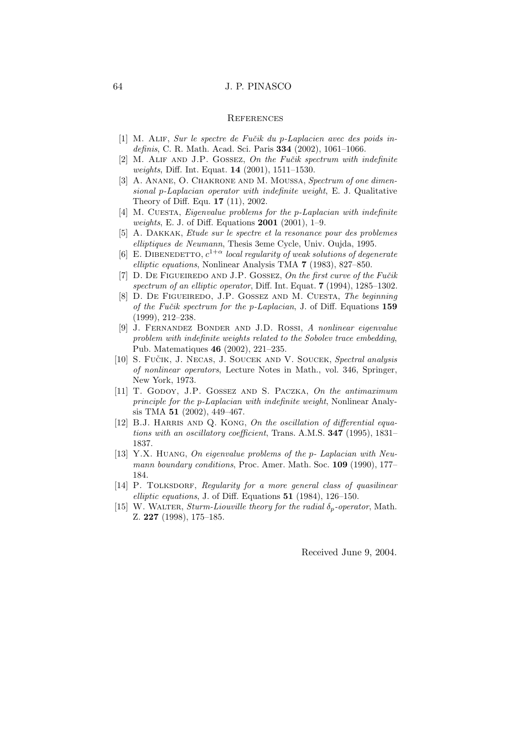## References

[1] M. Alif, *Sur le spectre de Fučik du p-Laplacien avec des poids indefinis*, C. R. Math. Acad. Sci. Paris **334** (2002), 1061–1066.

[2] M. Alif and J.P. Gossez, *On the Fučik spectrum with indefinite weights*, Diff. Int. Equat. **14** (2001), 1511–1530.

[3] A. Anane, O. Chakrone and M. Moussa, *Spectrum of one dimensional p-Laplacian operator with indefinite weight*, E. J. Qualitative Theory of Diff. Equ. **17** (11), 2002.

[4] M. Cuesta, *Eigenvalue problems for the p-Laplacian with indefinite weights*, E. J. of Diff. Equations **2001** (2001), 1–9.

[5] A. Dakkak, *Etude sur le spectre et la resonance pour des problemes elliptiques de Neumann*, Thesis 3eme Cycle, Univ. Oujda, 1995.

[6] E. DiBenedetto, *$c^{1+\alpha}$ local regularity of weak solutions of degenerate elliptic equations*, Nonlinear Analysis TMA **7** (1983), 827–850.

[7] D. De Figueiredo and J.P. Gossez, *On the first curve of the Fučik spectrum of an elliptic operator*, Diff. Int. Equat. **7** (1994), 1285–1302.

[8] D. De Figueiredo, J.P. Gossez and M. Cuesta, *The beginning of the Fučik spectrum for the p-Laplacian*, J. of Diff. Equations **159** (1999), 212–238.

[9] J. Fernandez Bonder and J.D. Rossi, *A nonlinear eigenvalue problem with indefinite weights related to the Sobolev trace embedding*, Pub. Matematiques **46** (2002), 221–235.

[10] S. Fučik, J. Necas, J. Soucek and V. Soucek, *Spectral analysis of nonlinear operators*, Lecture Notes in Math., vol. 346, Springer, New York, 1973.

[11] T. Godoy, J.P. Gossez and S. Paczka, *On the antimaximum principle for the p-Laplacian with indefinite weight*, Nonlinear Analysis TMA **51** (2002), 449–467.

[12] B.J. Harris and Q. Kong, *On the oscillation of differential equations with an oscillatory coefficient*, Trans. A.M.S. **347** (1995), 1831–1837.

[13] Y.X. Huang, *On eigenvalue problems of the p- Laplacian with Neumann boundary conditions*, Proc. Amer. Math. Soc. **109** (1990), 177–184.

[14] P. Tolksdorf, *Regularity for a more general class of quasilinear elliptic equations*, J. of Diff. Equations **51** (1984), 126–150.

[15] W. Walter, *Sturm-Liouville theory for the radial $\delta_p$-operator*, Math. Z. **227** (1998), 175–185.

Received June 9, 2004.